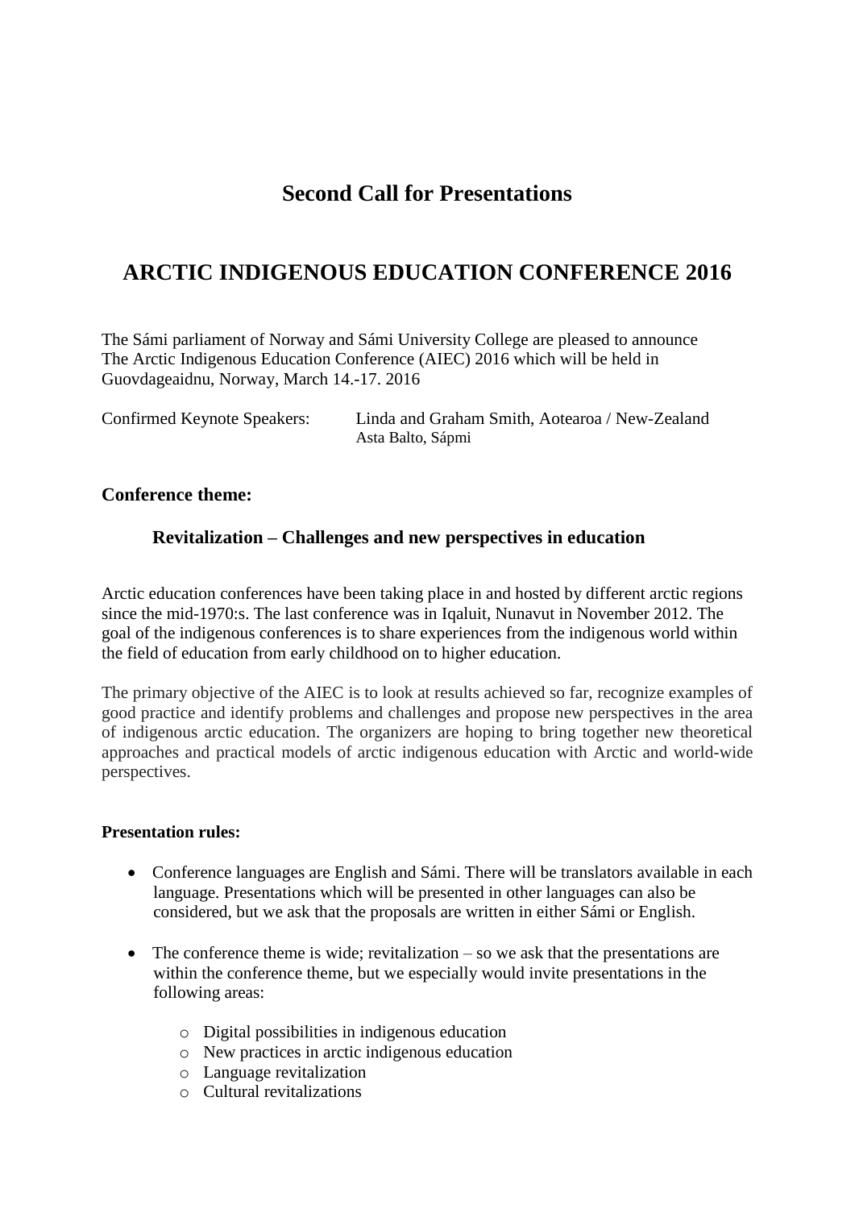# Second Call for Presentations

# ARCTIC INDIGENOUS EDUCATION CONFERENCE 2016

The Sámi parliament of Norway and Sámi University College are pleased to announce The Arctic Indigenous Education Conference (AIEC) 2016 which will be held in Guovdageaidnu, Norway, March 14.-17. 2016

Confirmed Keynote Speakers: Linda and Graham Smith, Aotearoa / New-Zealand
Asta Balto, Sápmi

### Conference theme:

### Revitalization – Challenges and new perspectives in education

Arctic education conferences have been taking place in and hosted by different arctic regions since the mid-1970:s. The last conference was in Iqaluit, Nunavut in November 2012. The goal of the indigenous conferences is to share experiences from the indigenous world within the field of education from early childhood on to higher education.

The primary objective of the AIEC is to look at results achieved so far, recognize examples of good practice and identify problems and challenges and propose new perspectives in the area of indigenous arctic education. The organizers are hoping to bring together new theoretical approaches and practical models of arctic indigenous education with Arctic and world-wide perspectives.

**Presentation rules:**

- Conference languages are English and Sámi. There will be translators available in each language. Presentations which will be presented in other languages can also be considered, but we ask that the proposals are written in either Sámi or English.
- The conference theme is wide; revitalization – so we ask that the presentations are within the conference theme, but we especially would invite presentations in the following areas:
    - Digital possibilities in indigenous education
    - New practices in arctic indigenous education
    - Language revitalization
    - Cultural revitalizations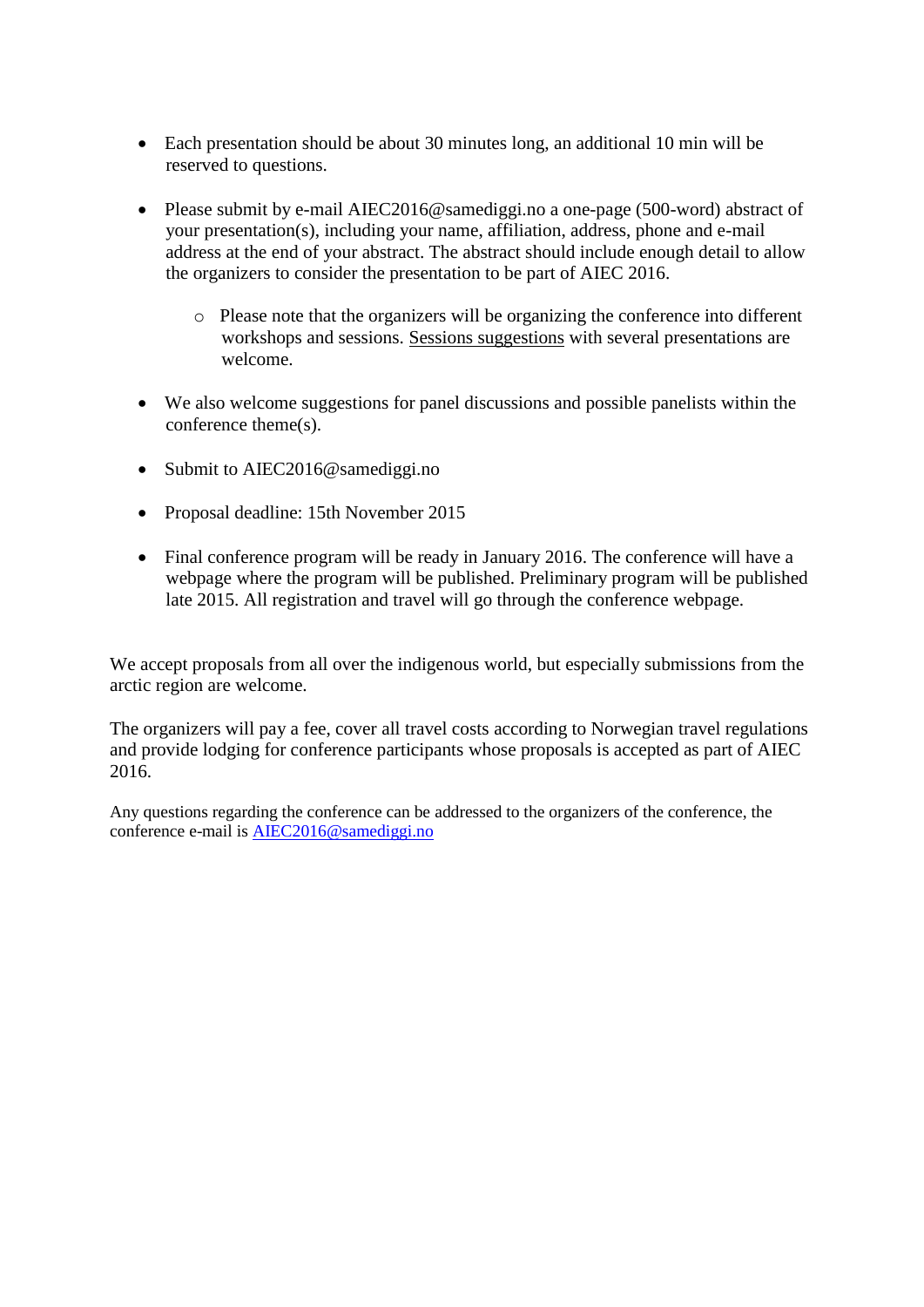- Each presentation should be about 30 minutes long, an additional 10 min will be reserved to questions.

- Please submit by e-mail AIEC2016@samediggi.no a one-page (500-word) abstract of your presentation(s), including your name, affiliation, address, phone and e-mail address at the end of your abstract. The abstract should include enough detail to allow the organizers to consider the presentation to be part of AIEC 2016.

    - Please note that the organizers will be organizing the conference into different workshops and sessions. Sessions suggestions with several presentations are welcome.

- We also welcome suggestions for panel discussions and possible panelists within the conference theme(s).

- Submit to AIEC2016@samediggi.no

- Proposal deadline: 15th November 2015

- Final conference program will be ready in January 2016. The conference will have a webpage where the program will be published. Preliminary program will be published late 2015. All registration and travel will go through the conference webpage.

We accept proposals from all over the indigenous world, but especially submissions from the arctic region are welcome.

The organizers will pay a fee, cover all travel costs according to Norwegian travel regulations and provide lodging for conference participants whose proposals is accepted as part of AIEC 2016.

Any questions regarding the conference can be addressed to the organizers of the conference, the conference e-mail is AIEC2016@samediggi.no